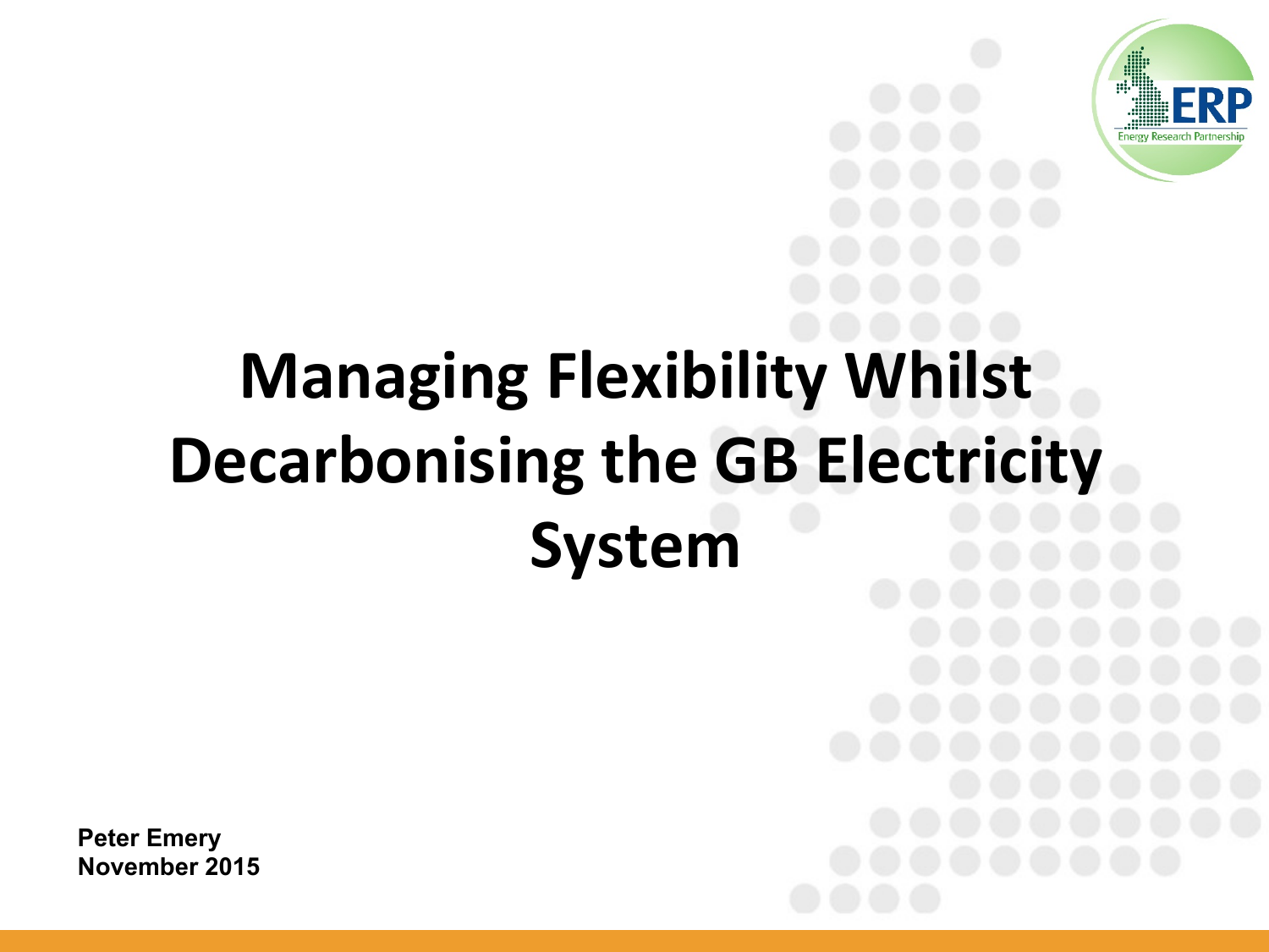# Managing Flexibility Whilst Decarbonising the GB Electricity System

**Peter Emery**
**November 2015**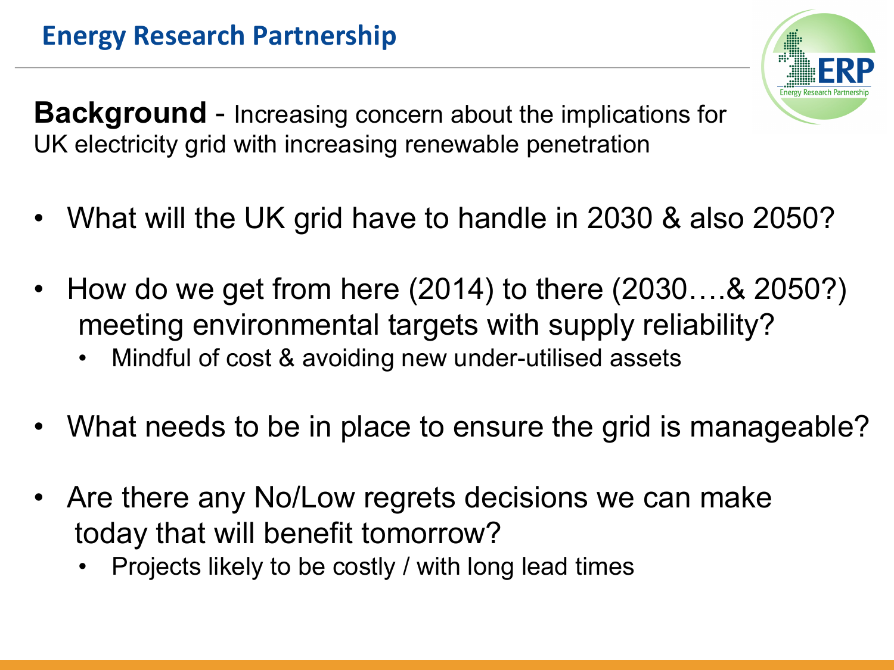**Background** - Increasing concern about the implications for UK electricity grid with increasing renewable penetration

- What will the UK grid have to handle in 2030 & also 2050?
- How do we get from here (2014) to there (2030….& 2050?) meeting environmental targets with supply reliability?
  - Mindful of cost & avoiding new under-utilised assets
- What needs to be in place to ensure the grid is manageable?
- Are there any No/Low regrets decisions we can make today that will benefit tomorrow?
  - Projects likely to be costly / with long lead times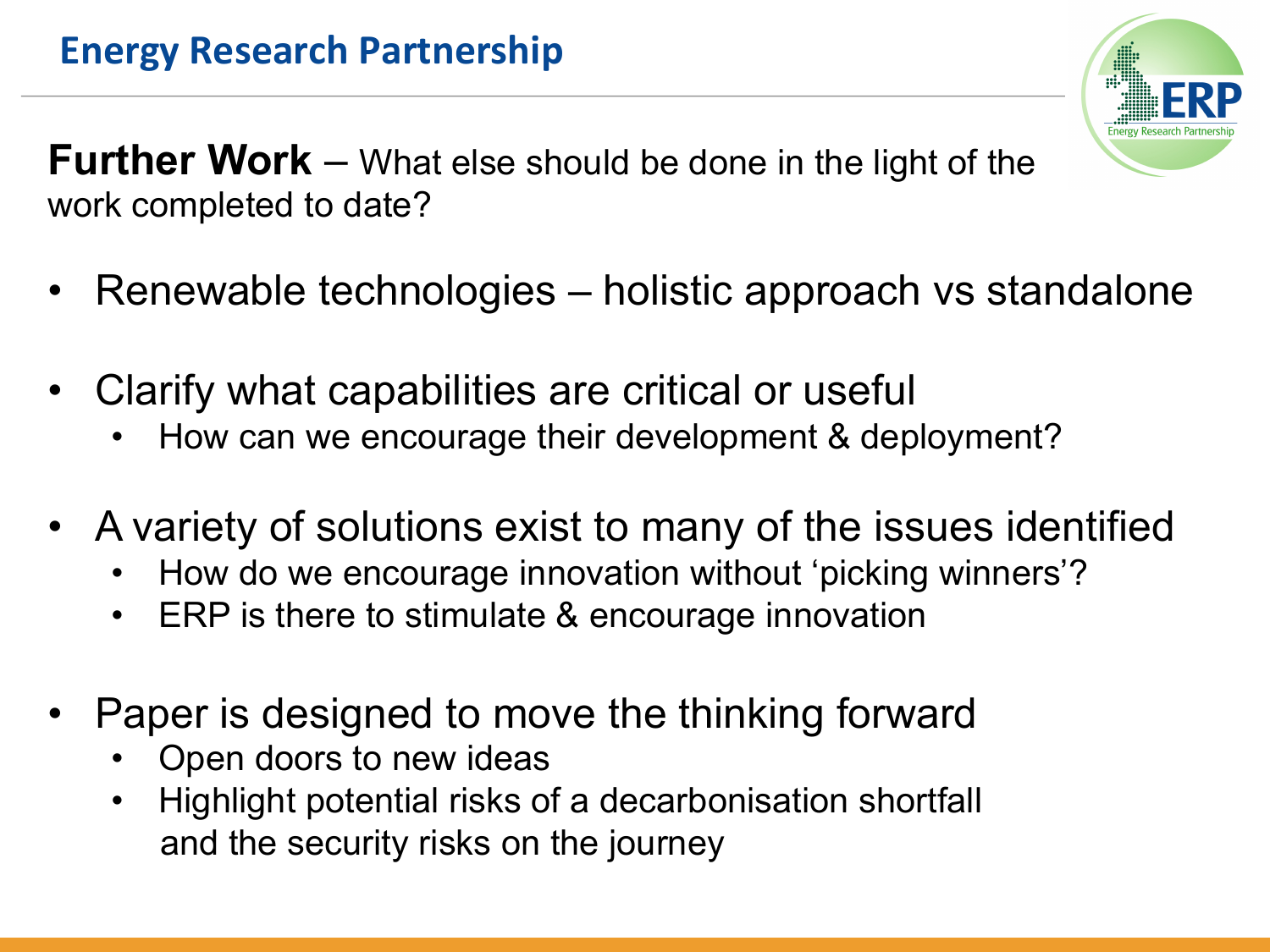**Further Work** – What else should be done in the light of the work completed to date?

- Renewable technologies – holistic approach vs standalone
- Clarify what capabilities are critical or useful
  - How can we encourage their development & deployment?
- A variety of solutions exist to many of the issues identified
  - How do we encourage innovation without 'picking winners'?
  - ERP is there to stimulate & encourage innovation
- Paper is designed to move the thinking forward
  - Open doors to new ideas
  - Highlight potential risks of a decarbonisation shortfall and the security risks on the journey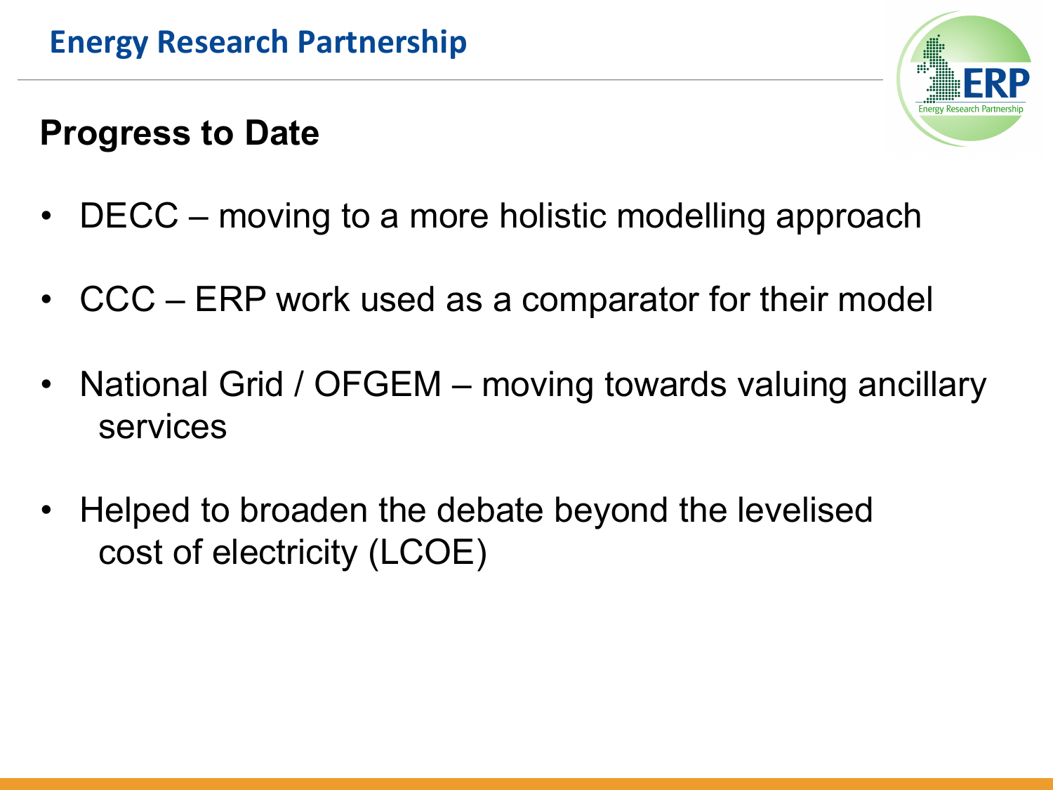## Progress to Date

- DECC – moving to a more holistic modelling approach
- CCC – ERP work used as a comparator for their model
- National Grid / OFGEM – moving towards valuing ancillary services
- Helped to broaden the debate beyond the levelised cost of electricity (LCOE)